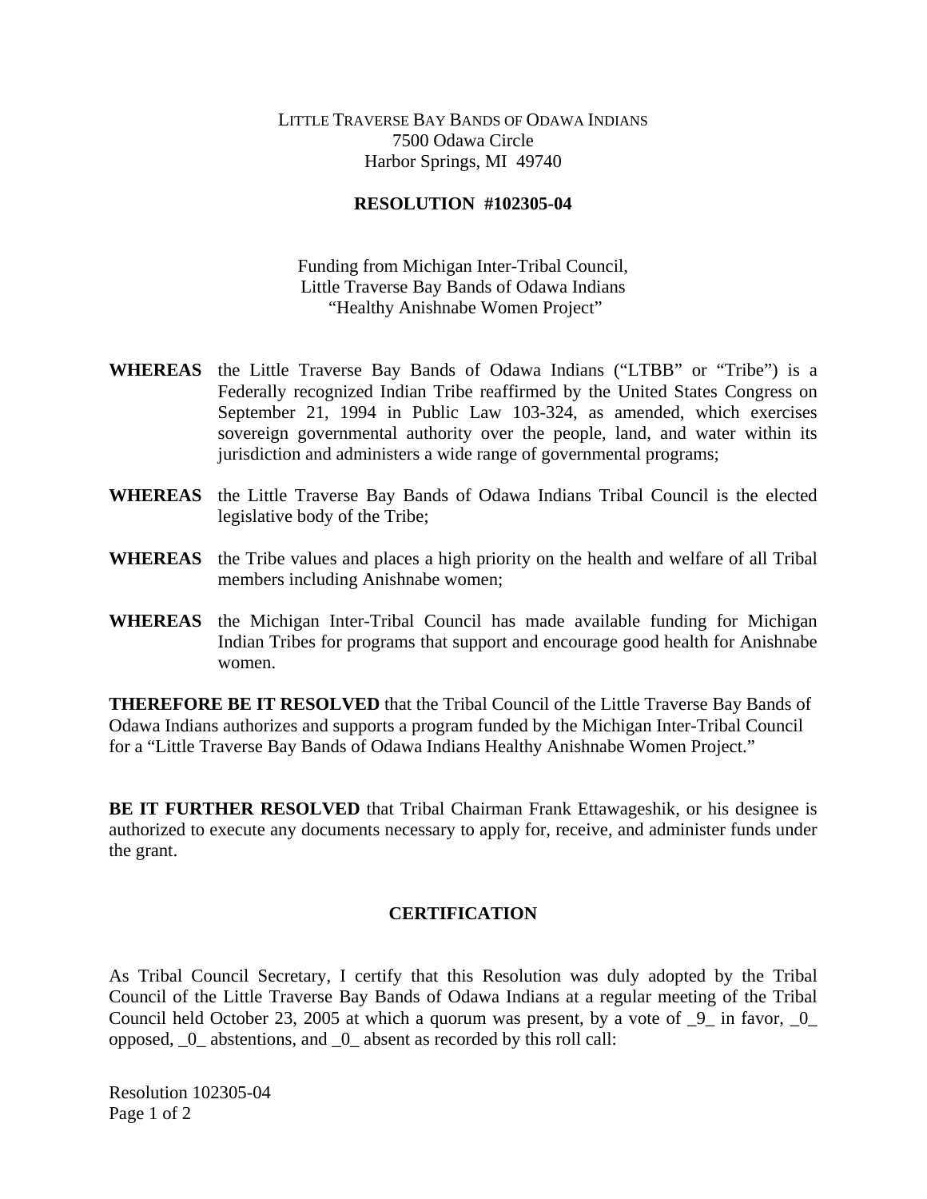LITTLE TRAVERSE BAY BANDS OF ODAWA INDIANS
7500 Odawa Circle
Harbor Springs, MI 49740

**RESOLUTION #102305-04**

Funding from Michigan Inter-Tribal Council,
Little Traverse Bay Bands of Odawa Indians
"Healthy Anishnabe Women Project"

**WHEREAS** the Little Traverse Bay Bands of Odawa Indians ("LTBB" or "Tribe") is a Federally recognized Indian Tribe reaffirmed by the United States Congress on September 21, 1994 in Public Law 103-324, as amended, which exercises sovereign governmental authority over the people, land, and water within its jurisdiction and administers a wide range of governmental programs;

**WHEREAS** the Little Traverse Bay Bands of Odawa Indians Tribal Council is the elected legislative body of the Tribe;

**WHEREAS** the Tribe values and places a high priority on the health and welfare of all Tribal members including Anishnabe women;

**WHEREAS** the Michigan Inter-Tribal Council has made available funding for Michigan Indian Tribes for programs that support and encourage good health for Anishnabe women.

**THEREFORE BE IT RESOLVED** that the Tribal Council of the Little Traverse Bay Bands of Odawa Indians authorizes and supports a program funded by the Michigan Inter-Tribal Council for a "Little Traverse Bay Bands of Odawa Indians Healthy Anishnabe Women Project."

**BE IT FURTHER RESOLVED** that Tribal Chairman Frank Ettawageshik, or his designee is authorized to execute any documents necessary to apply for, receive, and administer funds under the grant.

**CERTIFICATION**

As Tribal Council Secretary, I certify that this Resolution was duly adopted by the Tribal Council of the Little Traverse Bay Bands of Odawa Indians at a regular meeting of the Tribal Council held October 23, 2005 at which a quorum was present, by a vote of _9_ in favor, _0_ opposed, _0_ abstentions, and _0_ absent as recorded by this roll call:

Resolution 102305-04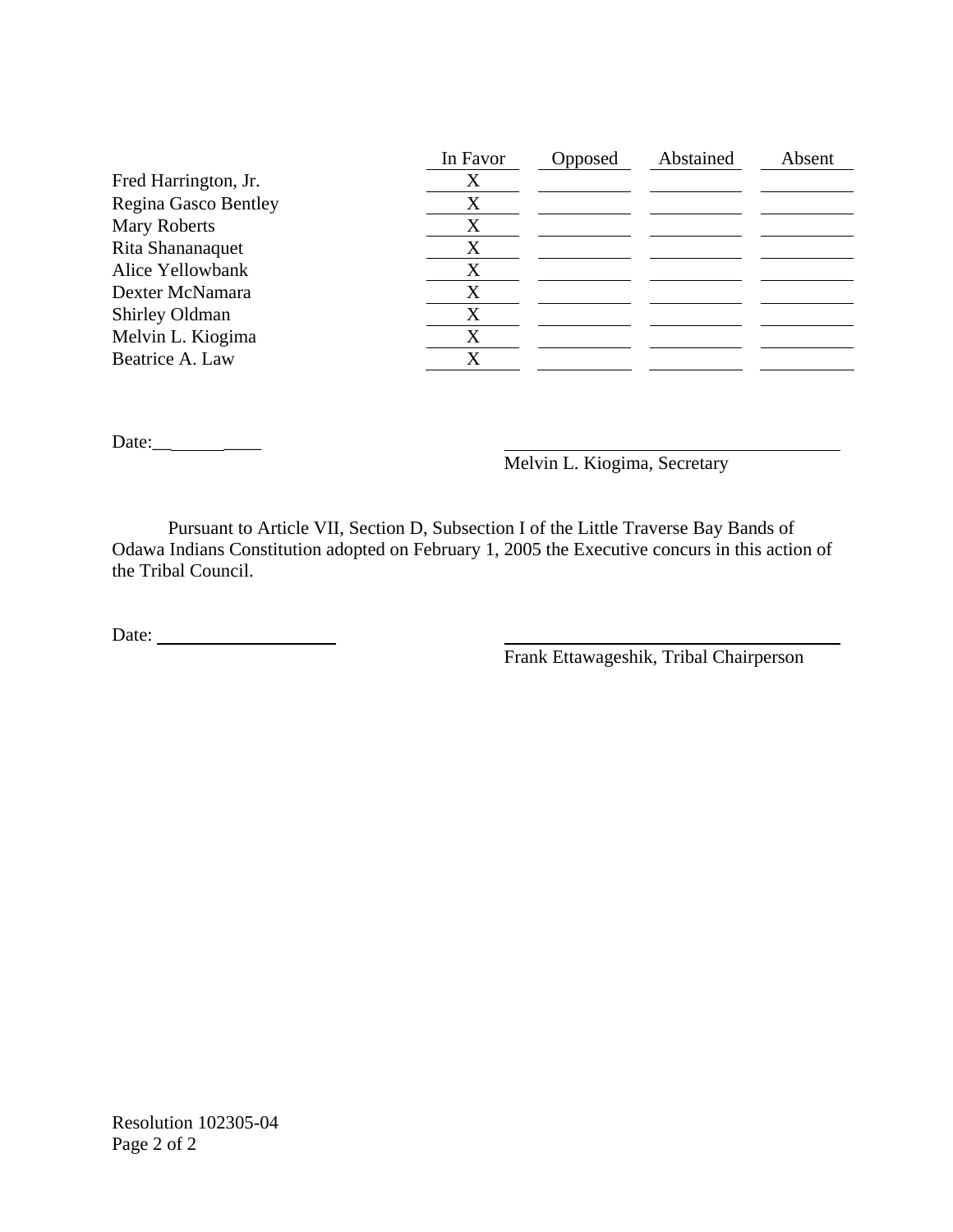| | In Favor | Opposed | Abstained | Absent |
|---|---|---|---|---|
| Fred Harrington, Jr. | X | | | |
| Regina Gasco Bentley | X | | | |
| Mary Roberts | X | | | |
| Rita Shananaquet | X | | | |
| Alice Yellowbank | X | | | |
| Dexter McNamara | X | | | |
| Shirley Oldman | X | | | |
| Melvin L. Kiogima | X | | | |
| Beatrice A. Law | X | | | |

Date:___________

Melvin L. Kiogima, Secretary

Pursuant to Article VII, Section D, Subsection I of the Little Traverse Bay Bands of Odawa Indians Constitution adopted on February 1, 2005 the Executive concurs in this action of the Tribal Council.

Date: ___________________

Frank Ettawageshik, Tribal Chairperson

Resolution 102305-04